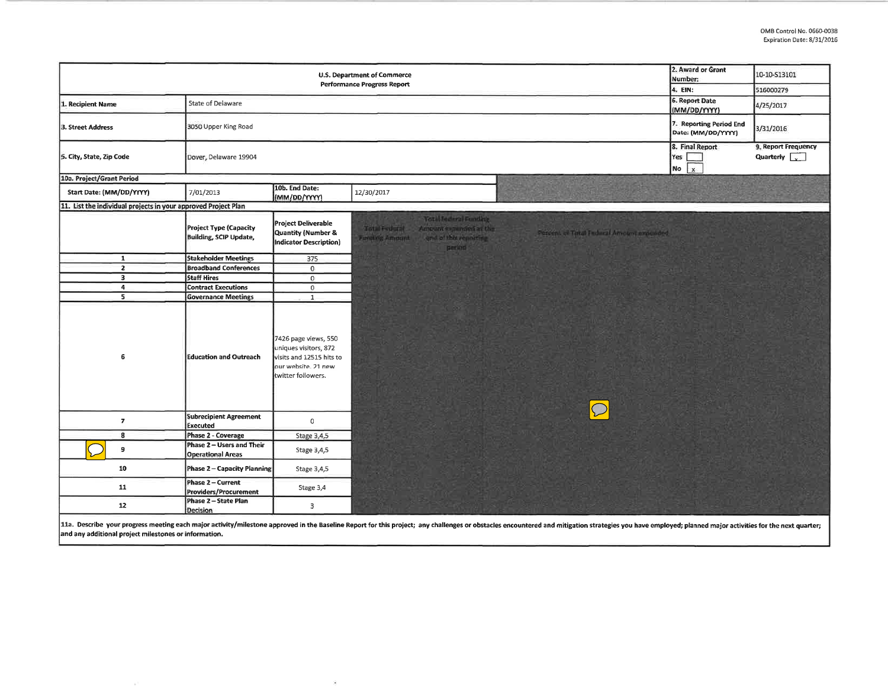OMB Control No. 0660-0038
Expiration Date: 8/31/2016

| U.S. Department of Commerce Performance Progress Report | | | | 2. Award or Grant Number: | 10-10-S13101 |
|---|---|---|---|---|---|
| | | | | 4. EIN: | 516000279 |
| 1. Recipient Name | State of Delaware | | | 6. Report Date (MM/DD/YYYY) | 4/25/2017 |
| 3. Street Address | 3050 Upper King Road | | | 7. Reporting Period End Date: (MM/DD/YYYY) | 3/31/2016 |
| 5. City, State, Zip Code | Dover, Delaware 19904 | | | 8. Final Report Yes [ ] No [x] | 9. Report Frequency Quarterly [x] |
| 10a. Project/Grant Period | | | | | |
| Start Date: (MM/DD/YYYY) | 7/01/2013 | 10b. End Date: (MM/DD/YYYY) | 12/30/2017 | | |

11. List the individual projects in your approved Project Plan

| | Project Type (Capacity Building, SCIP Update, | Project Deliverable Quantity (Number & Indicator Description) | Total Federal Funding Amount | Total Federal Funding Amount expended at the end of this reporting period | Percent of Total Federal Amount expended |
|---|---|---|---|---|---|
| 1 | Stakeholder Meetings | 375 | | | |
| 2 | Broadband Conferences | 0 | | | |
| 3 | Staff Hires | 0 | | | |
| 4 | Contract Executions | 0 | | | |
| 5 | Governance Meetings | 1 | | | |
| 6 | Education and Outreach | 7426 page views, 550 uniques visitors, 872 visits and 12515 hits to our website. 21 new twitter followers. | | | |
| 7 | Subrecipient Agreement Executed | 0 | | | |
| 8 | Phase 2 - Coverage | Stage 3,4,5 | | | |
| 9 | Phase 2 – Users and Their Operational Areas | Stage 3,4,5 | | | |
| 10 | Phase 2 – Capacity Planning | Stage 3,4,5 | | | |
| 11 | Phase 2 – Current Providers/Procurement | Stage 3,4 | | | |
| 12 | Phase 2 – State Plan Decision | 3 | | | |

11a. Describe your progress meeting each major activity/milestone approved in the Baseline Report for this project; any challenges or obstacles encountered and mitigation strategies you have employed; planned major activities for the next quarter; and any additional project milestones or information.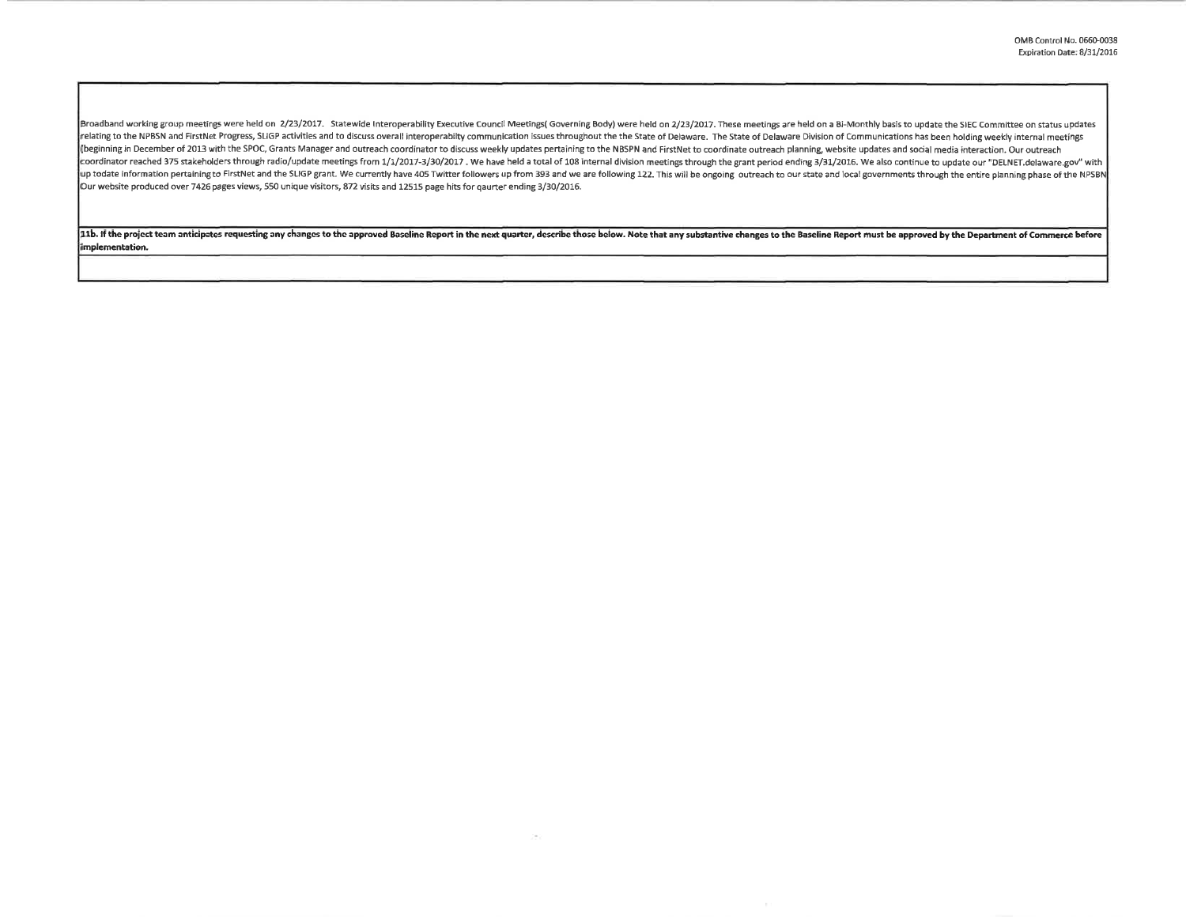Broadband working group meetings were held on 2/23/2017. Statewide Interoperability Executive Council Meetings( Governing Body) were held on 2/23/2017. These meetings are held on a Bi-Monthly basis to update the SIEC Committee on status updates relating to the NPBSN and FirstNet Progress, SLIGP activities and to discuss overall interoperabilty communication issues throughout the the State of Delaware. The State of Delaware Division of Communications has been holding weekly internal meetings (beginning in December of 2013 with the SPOC, Grants Manager and outreach coordinator to discuss weekly updates pertaining to the NBSPN and FirstNet to coordinate outreach planning, website updates and social media interaction. Our outreach coordinator reached 375 stakeholders through radio/update meetings from 1/1/2017-3/30/2017 . We have held a total of 108 internal division meetings through the grant period ending 3/31/2016. We also continue to update our "DELNET.delaware.gov" with up todate information pertainingto FirstNet and the SLIGP grant. We currently have 405 Twitter followers up from 393 and we are following 122. This will be ongoing outreach to our state and local governments through the entire planning phase of the NPSBN Our website produced over 7426 pages views, 550 unique visitors, 872 visits and 12515 page hits for qaurter ending 3/30/2016.

**11b. If the project team anticipates requesting any changes to the approved Baseline Report in the next quarter, describe those below. Note that any substantive changes to the Baseline Report must be approved by the Department of Commerce before implementation.**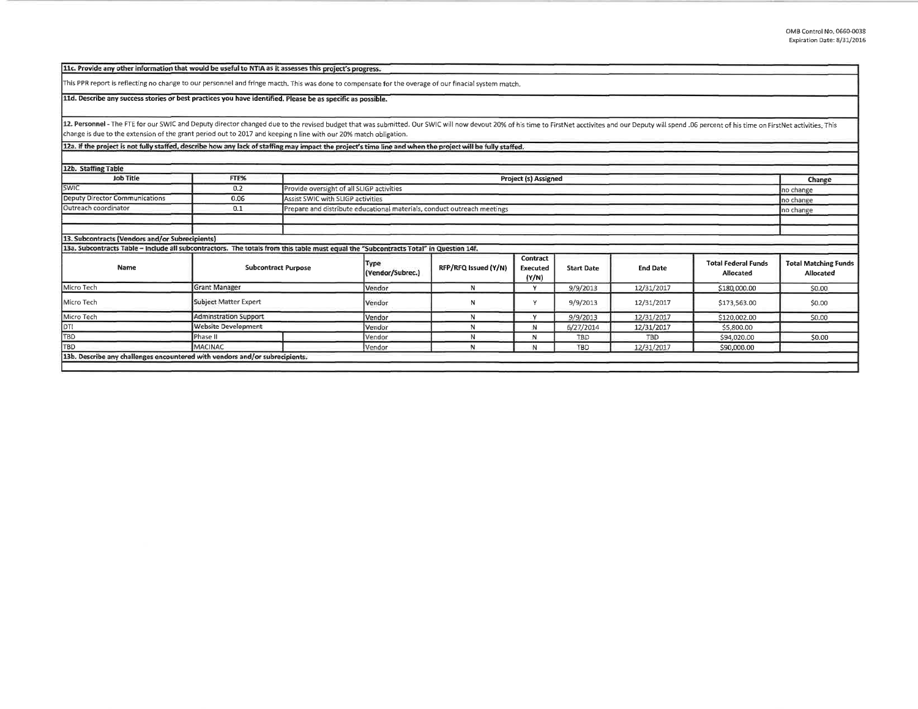**11c. Provide any other information that would be useful to NTIA as it assesses this project's progress.**

This PPR report is reflecting no change to our personnel and fringe macth. This was done to compensate for the overage of our finacial system match.

**11d. Describe any success stories or best practices you have identified. Please be as specific as possible.**

**12. Personnel** - The FTE for our SWIC and Deputy director changed due to the revised budget that was submitted. Our SWIC will now devout 20% of his time to FirstNet acctivites and our Deputy will spend .06 percent of his time on FirstNet activities. This change is due to the extension of the grant period out to 2017 and keeping n line with our 20% match obligation.

**12a. If the project is not fully staffed, describe how any lack of staffing may impact the project's time line and when the project will be fully staffed.**

**12b. Staffing Table**

| Job Title | FTE% | Project (s) Assigned | Change |
|---|---|---|---|
| SWIC | 0.2 | Provide oversight of all SLIGP activities | no change |
| Deputy Director Communications | 0.06 | Assist SWIC with SLIGP activities | no change |
| Outreach coordinator | 0.1 | Prepare and distribute educational materials, conduct outreach meetings | no change |
| | | | |
| | | | |

**13. Subcontracts (Vendors and/or Subrecipients)**

**13a. Subcontracts Table – Include all subcontractors. The totals from this table must equal the "Subcontracts Total" in Question 14f.**

| Name | Subcontract Purpose | | Type (Vendor/Subrec.) | RFP/RFQ Issued (Y/N) | Contract Executed (Y/N) | Start Date | End Date | Total Federal Funds Allocated | Total Matching Funds Allocated |
|---|---|---|---|---|---|---|---|---|---|
| Micro Tech | Grant Manager | | Vendor | N | Y | 9/9/2013 | 12/31/2017 | $180,000.00 | $0.00 |
| Micro Tech | Subject Matter Expert | | Vendor | N | Y | 9/9/2013 | 12/31/2017 | $173,563.00 | $0.00 |
| Micro Tech | Adminstration Support | | Vendor | N | Y | 9/9/2013 | 12/31/2017 | $120,002.00 | $0.00 |
| DTI | Website Development | | Vendor | N | N | 6/27/2014 | 12/31/2017 | $5,800.00 | |
| TBD | Phase II | | Vendor | N | N | TBD | TBD | $94,020.00 | $0.00 |
| TBD | MACINAC | | Vendor | N | N | TBD | 12/31/2017 | $90,000.00 | |

**13b. Describe any challenges encountered with vendors and/or subrecipients.**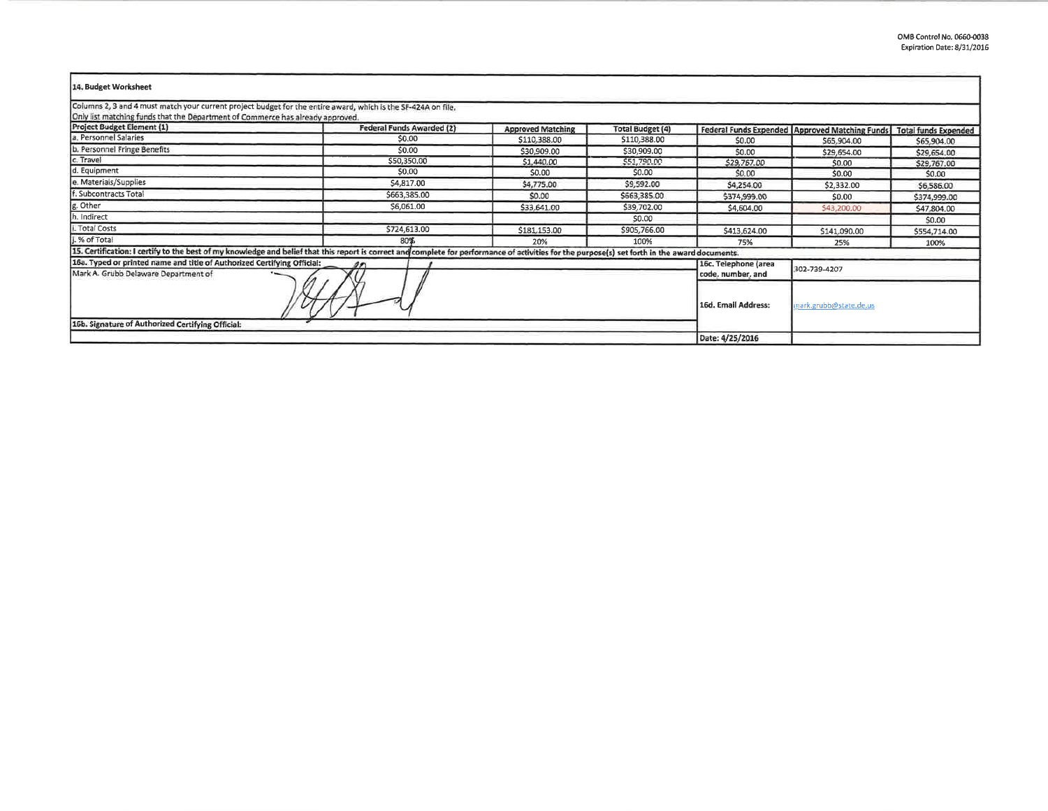OMB Control No. 0660-0038
Expiration Date: 8/31/2016

**14. Budget Worksheet**

Columns 2, 3 and 4 must match your current project budget for the entire award, which is the SF-424A on file.
Only list matching funds that the Department of Commerce has already approved.

| Project Budget Element (1) | Federal Funds Awarded (2) | Approved Matching | Total Budget (4) | Federal Funds Expended | Approved Matching Funds | Total funds Expended |
|---|---|---|---|---|---|---|
| a. Personnel Salaries | $0.00 | $110,388.00 | $110,388.00 | $0.00 | $65,904.00 | $65,904.00 |
| b. Personnel Fringe Benefits | $0.00 | $30,909.00 | $30,909.00 | $0.00 | $29,654.00 | $29,654.00 |
| c. Travel | $50,350.00 | $1,440.00 | $51,790.00 | $29,767.00 | $0.00 | $29,767.00 |
| d. Equipment | $0.00 | $0.00 | $0.00 | $0.00 | $0.00 | $0.00 |
| e. Materials/Supplies | $4,817.00 | $4,775.00 | $9,592.00 | $4,254.00 | $2,332.00 | $6,586.00 |
| f. Subcontracts Total | $663,385.00 | $0.00 | $663,385.00 | $374,999.00 | $0.00 | $374,999.00 |
| g. Other | $6,061.00 | $33,641.00 | $39,702.00 | $4,604.00 | $43,200.00 | $47,804.00 |
| h. Indirect | | | $0.00 | | | $0.00 |
| i. Total Costs | $724,613.00 | $181,153.00 | $905,766.00 | $413,624.00 | $141,090.00 | $554,714.00 |
| j. % of Total | 80% | 20% | 100% | 75% | 25% | 100% |

**15. Certification: I certify to the best of my knowledge and belief that this report is correct and complete for performance of activities for the purpose(s) set forth in the award documents.**

| | | |
|---|---|---|
| **16a. Typed or printed name and title of Authorized Certifying Official:** Mark A. Grubb Delaware Department of | **16c. Telephone (area code, number, and** | 302-739-4207 |
| | **16d. Email Address:** | mark.grubb@state.de.us |
| **16b. Signature of Authorized Certifying Official:** | **Date: 4/25/2016** | |